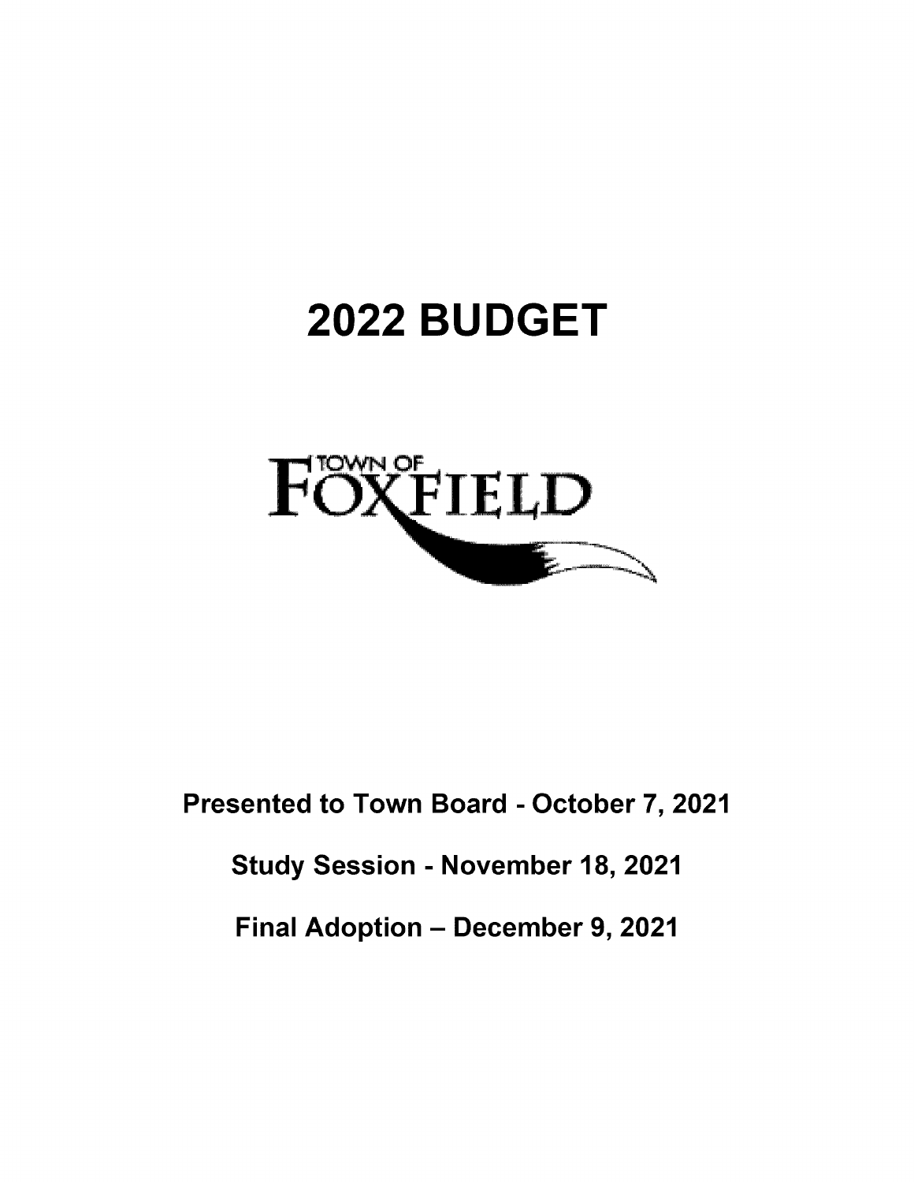# 2022 BUDGET

TOWN OF FOXFIELD

**Presented to Town Board - October 7, 2021**

**Study Session - November 18, 2021**

**Final Adoption – December 9, 2021**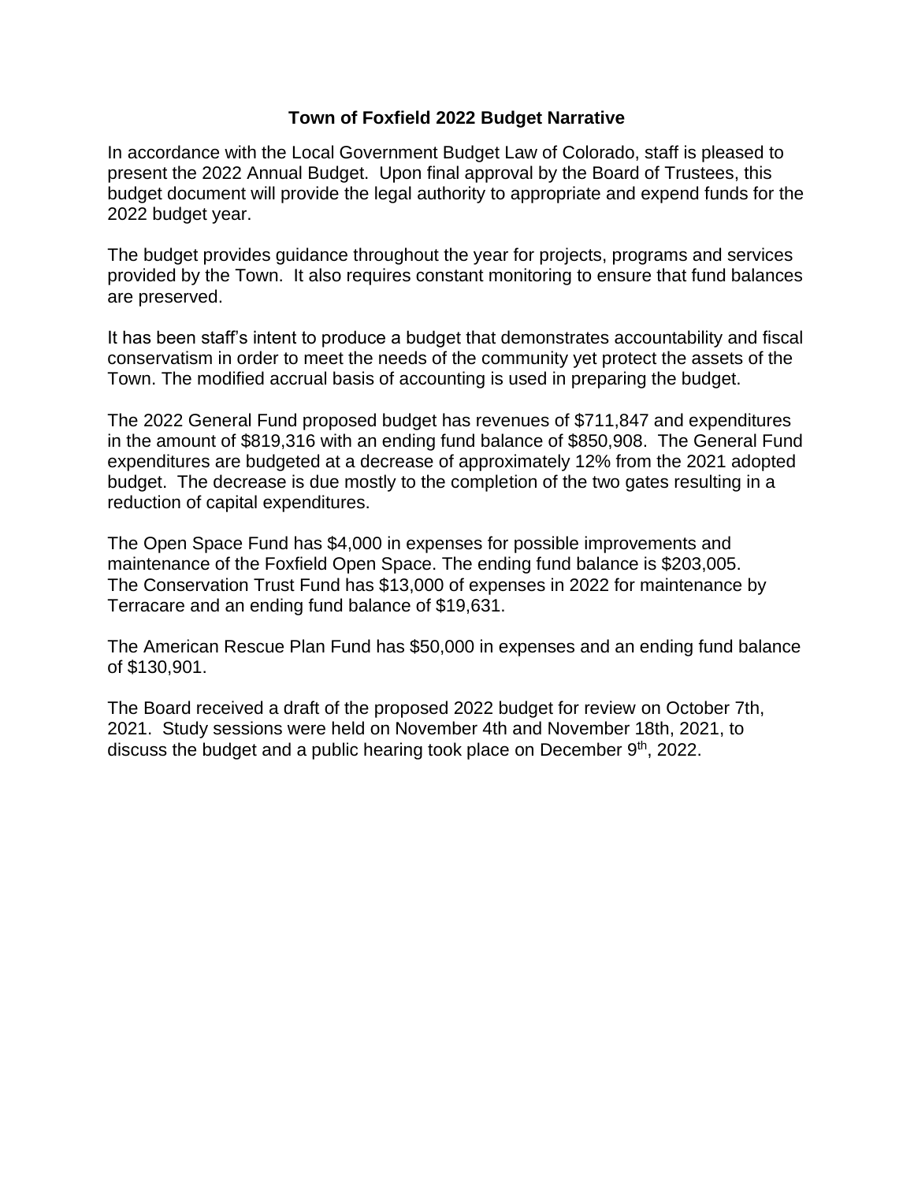# Town of Foxfield 2022 Budget Narrative

In accordance with the Local Government Budget Law of Colorado, staff is pleased to present the 2022 Annual Budget. Upon final approval by the Board of Trustees, this budget document will provide the legal authority to appropriate and expend funds for the 2022 budget year.

The budget provides guidance throughout the year for projects, programs and services provided by the Town. It also requires constant monitoring to ensure that fund balances are preserved.

It has been staff's intent to produce a budget that demonstrates accountability and fiscal conservatism in order to meet the needs of the community yet protect the assets of the Town. The modified accrual basis of accounting is used in preparing the budget.

The 2022 General Fund proposed budget has revenues of $711,847 and expenditures in the amount of $819,316 with an ending fund balance of $850,908. The General Fund expenditures are budgeted at a decrease of approximately 12% from the 2021 adopted budget. The decrease is due mostly to the completion of the two gates resulting in a reduction of capital expenditures.

The Open Space Fund has $4,000 in expenses for possible improvements and maintenance of the Foxfield Open Space. The ending fund balance is $203,005. The Conservation Trust Fund has $13,000 of expenses in 2022 for maintenance by Terracare and an ending fund balance of $19,631.

The American Rescue Plan Fund has $50,000 in expenses and an ending fund balance of $130,901.

The Board received a draft of the proposed 2022 budget for review on October 7th, 2021. Study sessions were held on November 4th and November 18th, 2021, to discuss the budget and a public hearing took place on December 9th, 2022.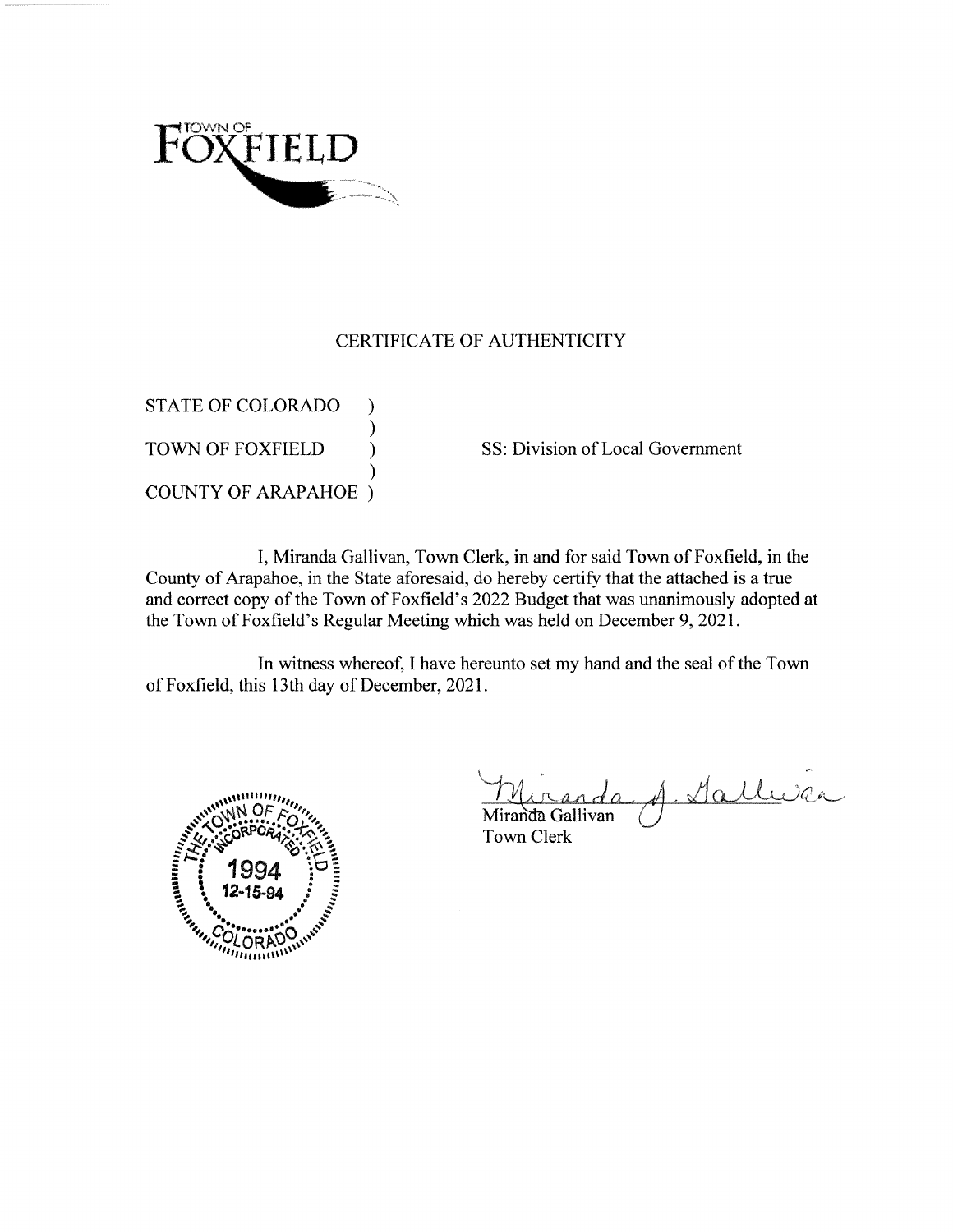TOWN OF FOXFIELD

## CERTIFICATE OF AUTHENTICITY

STATE OF COLORADO )
)
TOWN OF FOXFIELD ) SS: Division of Local Government
)
COUNTY OF ARAPAHOE )

I, Miranda Gallivan, Town Clerk, in and for said Town of Foxfield, in the County of Arapahoe, in the State aforesaid, do hereby certify that the attached is a true and correct copy of the Town of Foxfield's 2022 Budget that was unanimously adopted at the Town of Foxfield's Regular Meeting which was held on December 9, 2021.

In witness whereof, I have hereunto set my hand and the seal of the Town of Foxfield, this 13th day of December, 2021.

THE TOWN OF FOXFIELD INCORPORATED 1994 12-15-94 COLORADO

Miranda Gallivan
Town Clerk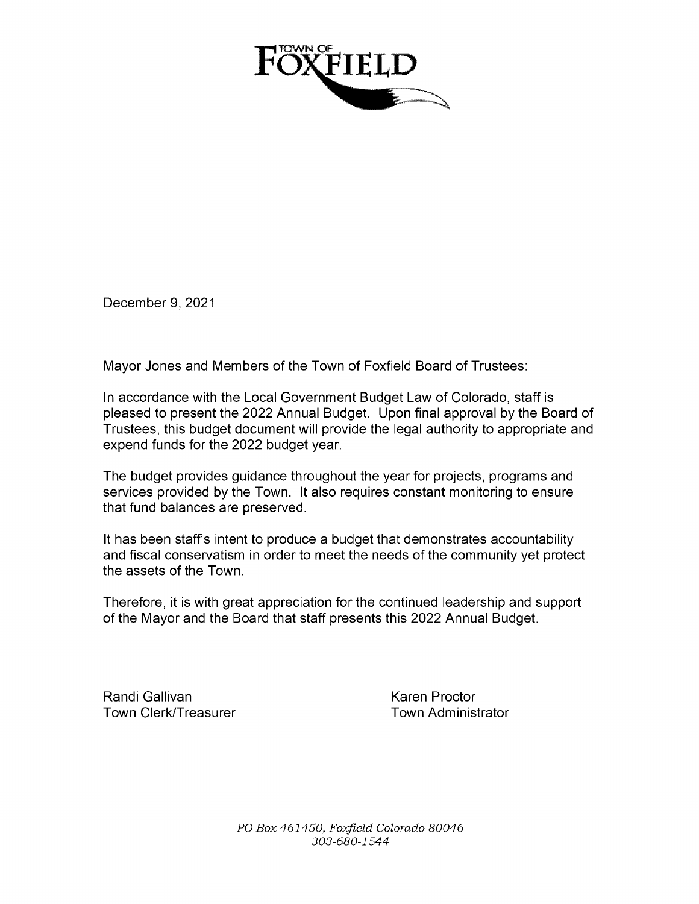TOWN OF FOXFIELD

December 9, 2021

Mayor Jones and Members of the Town of Foxfield Board of Trustees:

In accordance with the Local Government Budget Law of Colorado, staff is pleased to present the 2022 Annual Budget. Upon final approval by the Board of Trustees, this budget document will provide the legal authority to appropriate and expend funds for the 2022 budget year.

The budget provides guidance throughout the year for projects, programs and services provided by the Town. It also requires constant monitoring to ensure that fund balances are preserved.

It has been staff's intent to produce a budget that demonstrates accountability and fiscal conservatism in order to meet the needs of the community yet protect the assets of the Town.

Therefore, it is with great appreciation for the continued leadership and support of the Mayor and the Board that staff presents this 2022 Annual Budget.

Randi Gallivan
Town Clerk/Treasurer

Karen Proctor
Town Administrator

*PO Box 461450, Foxfield Colorado 80046*
*303-680-1544*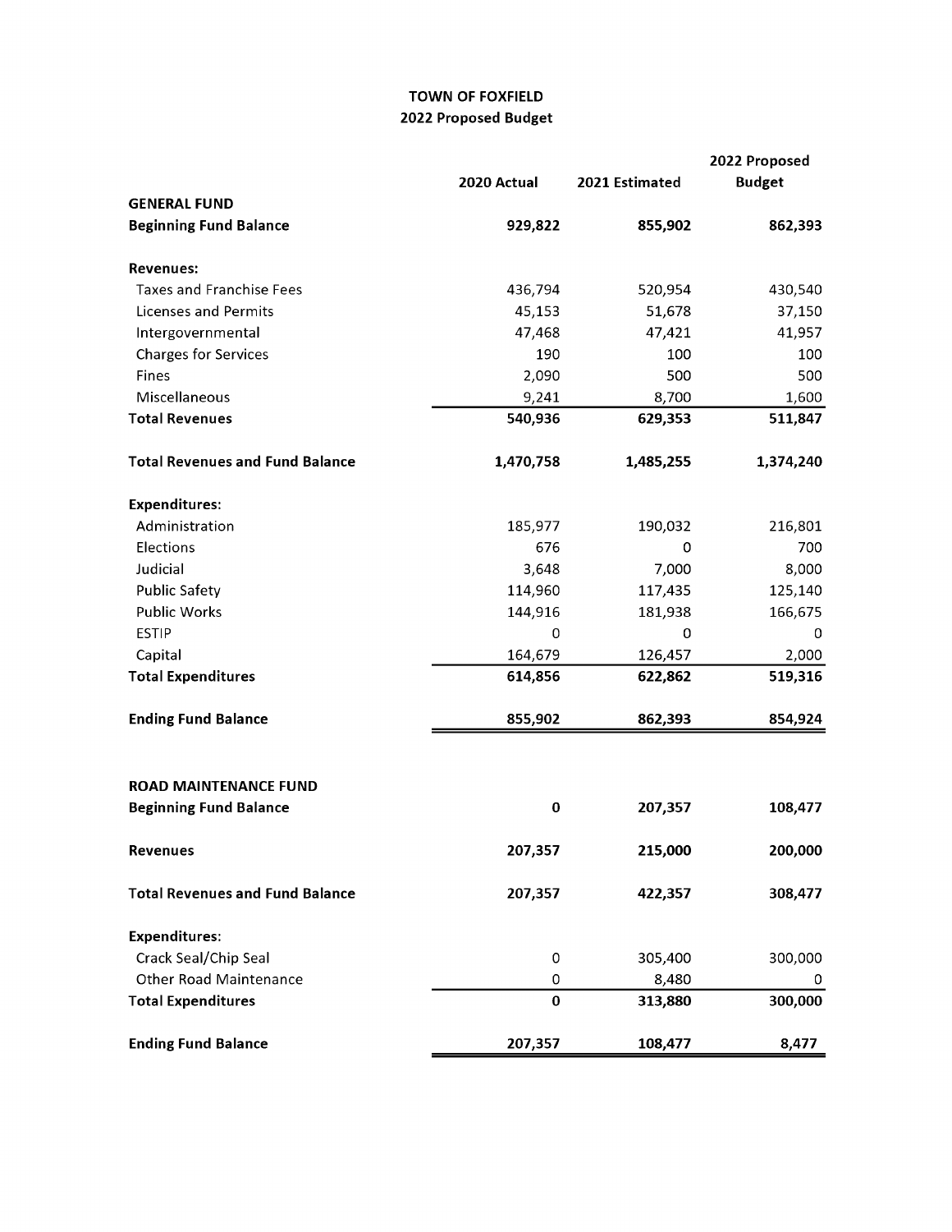# TOWN OF FOXFIELD
## 2022 Proposed Budget

| | 2020 Actual | 2021 Estimated | 2022 Proposed Budget |
|---|---|---|---|
| **GENERAL FUND** | | | |
| **Beginning Fund Balance** | **929,822** | **855,902** | **862,393** |
| | | | |
| **Revenues:** | | | |
| Taxes and Franchise Fees | 436,794 | 520,954 | 430,540 |
| Licenses and Permits | 45,153 | 51,678 | 37,150 |
| Intergovernmental | 47,468 | 47,421 | 41,957 |
| Charges for Services | 190 | 100 | 100 |
| Fines | 2,090 | 500 | 500 |
| Miscellaneous | 9,241 | 8,700 | 1,600 |
| **Total Revenues** | **540,936** | **629,353** | **511,847** |
| | | | |
| **Total Revenues and Fund Balance** | **1,470,758** | **1,485,255** | **1,374,240** |
| | | | |
| **Expenditures:** | | | |
| Administration | 185,977 | 190,032 | 216,801 |
| Elections | 676 | 0 | 700 |
| Judicial | 3,648 | 7,000 | 8,000 |
| Public Safety | 114,960 | 117,435 | 125,140 |
| Public Works | 144,916 | 181,938 | 166,675 |
| ESTIP | 0 | 0 | 0 |
| Capital | 164,679 | 126,457 | 2,000 |
| **Total Expenditures** | **614,856** | **622,862** | **519,316** |
| | | | |
| **Ending Fund Balance** | **855,902** | **862,393** | **854,924** |
| | | | |
| **ROAD MAINTENANCE FUND** | | | |
| **Beginning Fund Balance** | **0** | **207,357** | **108,477** |
| | | | |
| **Revenues** | **207,357** | **215,000** | **200,000** |
| | | | |
| **Total Revenues and Fund Balance** | **207,357** | **422,357** | **308,477** |
| | | | |
| **Expenditures:** | | | |
| Crack Seal/Chip Seal | 0 | 305,400 | 300,000 |
| Other Road Maintenance | 0 | 8,480 | 0 |
| **Total Expenditures** | **0** | **313,880** | **300,000** |
| | | | |
| **Ending Fund Balance** | **207,357** | **108,477** | **8,477** |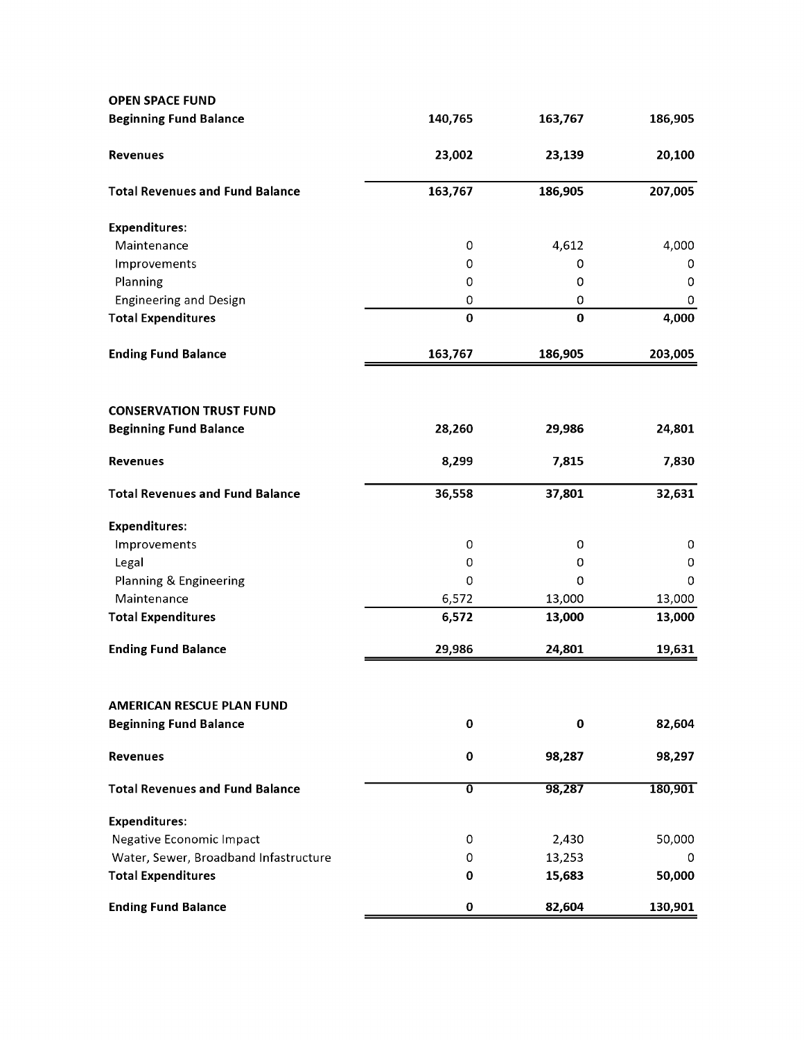| OPEN SPACE FUND | | | |
|---|---|---|---|
| **Beginning Fund Balance** | 140,765 | 163,767 | 186,905 |
| **Revenues** | 23,002 | 23,139 | 20,100 |
| **Total Revenues and Fund Balance** | 163,767 | 186,905 | 207,005 |
| **Expenditures:** | | | |
| Maintenance | 0 | 4,612 | 4,000 |
| Improvements | 0 | 0 | 0 |
| Planning | 0 | 0 | 0 |
| Engineering and Design | 0 | 0 | 0 |
| **Total Expenditures** | 0 | 0 | 4,000 |
| **Ending Fund Balance** | 163,767 | 186,905 | 203,005 |

| CONSERVATION TRUST FUND | | | |
|---|---|---|---|
| **Beginning Fund Balance** | 28,260 | 29,986 | 24,801 |
| **Revenues** | 8,299 | 7,815 | 7,830 |
| **Total Revenues and Fund Balance** | 36,558 | 37,801 | 32,631 |
| **Expenditures:** | | | |
| Improvements | 0 | 0 | 0 |
| Legal | 0 | 0 | 0 |
| Planning & Engineering | 0 | 0 | 0 |
| Maintenance | 6,572 | 13,000 | 13,000 |
| **Total Expenditures** | 6,572 | 13,000 | 13,000 |
| **Ending Fund Balance** | 29,986 | 24,801 | 19,631 |

| AMERICAN RESCUE PLAN FUND | | | |
|---|---|---|---|
| **Beginning Fund Balance** | 0 | 0 | 82,604 |
| **Revenues** | 0 | 98,287 | 98,297 |
| **Total Revenues and Fund Balance** | 0 | 98,287 | 180,901 |
| **Expenditures:** | | | |
| Negative Economic Impact | 0 | 2,430 | 50,000 |
| Water, Sewer, Broadband Infastructure | 0 | 13,253 | 0 |
| **Total Expenditures** | 0 | 15,683 | 50,000 |
| **Ending Fund Balance** | 0 | 82,604 | 130,901 |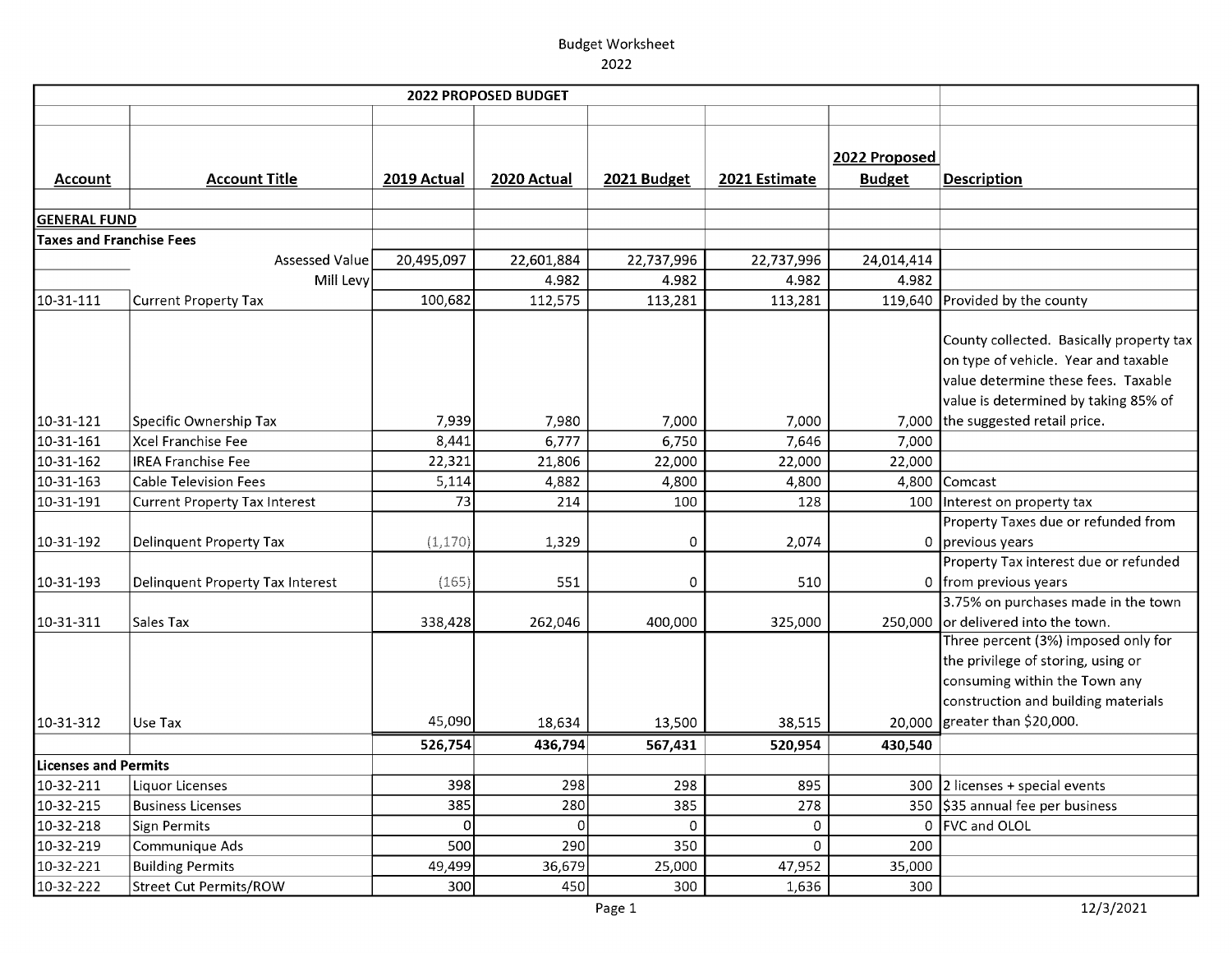Budget Worksheet
2022

| 2022 PROPOSED BUDGET | | | | | | | |
|---|---|---|---|---|---|---|---|
| **Account** | **Account Title** | **2019 Actual** | **2020 Actual** | **2021 Budget** | **2021 Estimate** | **2022 Proposed Budget** | **Description** |
| **GENERAL FUND** | | | | | | | |
| **Taxes and Franchise Fees** | | | | | | | |
| | Assessed Value | 20,495,097 | 22,601,884 | 22,737,996 | 22,737,996 | 24,014,414 | |
| | Mill Levy | | 4.982 | 4.982 | 4.982 | 4.982 | |
| 10-31-111 | Current Property Tax | 100,682 | 112,575 | 113,281 | 113,281 | 119,640 | Provided by the county |
| 10-31-121 | Specific Ownership Tax | 7,939 | 7,980 | 7,000 | 7,000 | 7,000 | County collected. Basically property tax on type of vehicle. Year and taxable value determine these fees. Taxable value is determined by taking 85% of the suggested retail price. |
| 10-31-161 | Xcel Franchise Fee | 8,441 | 6,777 | 6,750 | 7,646 | 7,000 | |
| 10-31-162 | IREA Franchise Fee | 22,321 | 21,806 | 22,000 | 22,000 | 22,000 | |
| 10-31-163 | Cable Television Fees | 5,114 | 4,882 | 4,800 | 4,800 | 4,800 | Comcast |
| 10-31-191 | Current Property Tax Interest | 73 | 214 | 100 | 128 | 100 | Interest on property tax |
| 10-31-192 | Delinquent Property Tax | (1,170) | 1,329 | 0 | 2,074 | 0 | Property Taxes due or refunded from previous years |
| 10-31-193 | Delinquent Property Tax Interest | (165) | 551 | 0 | 510 | 0 | Property Tax interest due or refunded from previous years |
| 10-31-311 | Sales Tax | 338,428 | 262,046 | 400,000 | 325,000 | 250,000 | 3.75% on purchases made in the town or delivered into the town. |
| 10-31-312 | Use Tax | 45,090 | 18,634 | 13,500 | 38,515 | 20,000 | Three percent (3%) imposed only for the privilege of storing, using or consuming within the Town any construction and building materials greater than $20,000. |
| | | **526,754** | **436,794** | **567,431** | **520,954** | **430,540** | |
| **Licenses and Permits** | | | | | | | |
| 10-32-211 | Liquor Licenses | 398 | 298 | 298 | 895 | 300 | 2 licenses + special events |
| 10-32-215 | Business Licenses | 385 | 280 | 385 | 278 | 350 | $35 annual fee per business |
| 10-32-218 | Sign Permits | 0 | 0 | 0 | 0 | 0 | FVC and OLOL |
| 10-32-219 | Communique Ads | 500 | 290 | 350 | 0 | 200 | |
| 10-32-221 | Building Permits | 49,499 | 36,679 | 25,000 | 47,952 | 35,000 | |
| 10-32-222 | Street Cut Permits/ROW | 300 | 450 | 300 | 1,636 | 300 | |

12/3/2021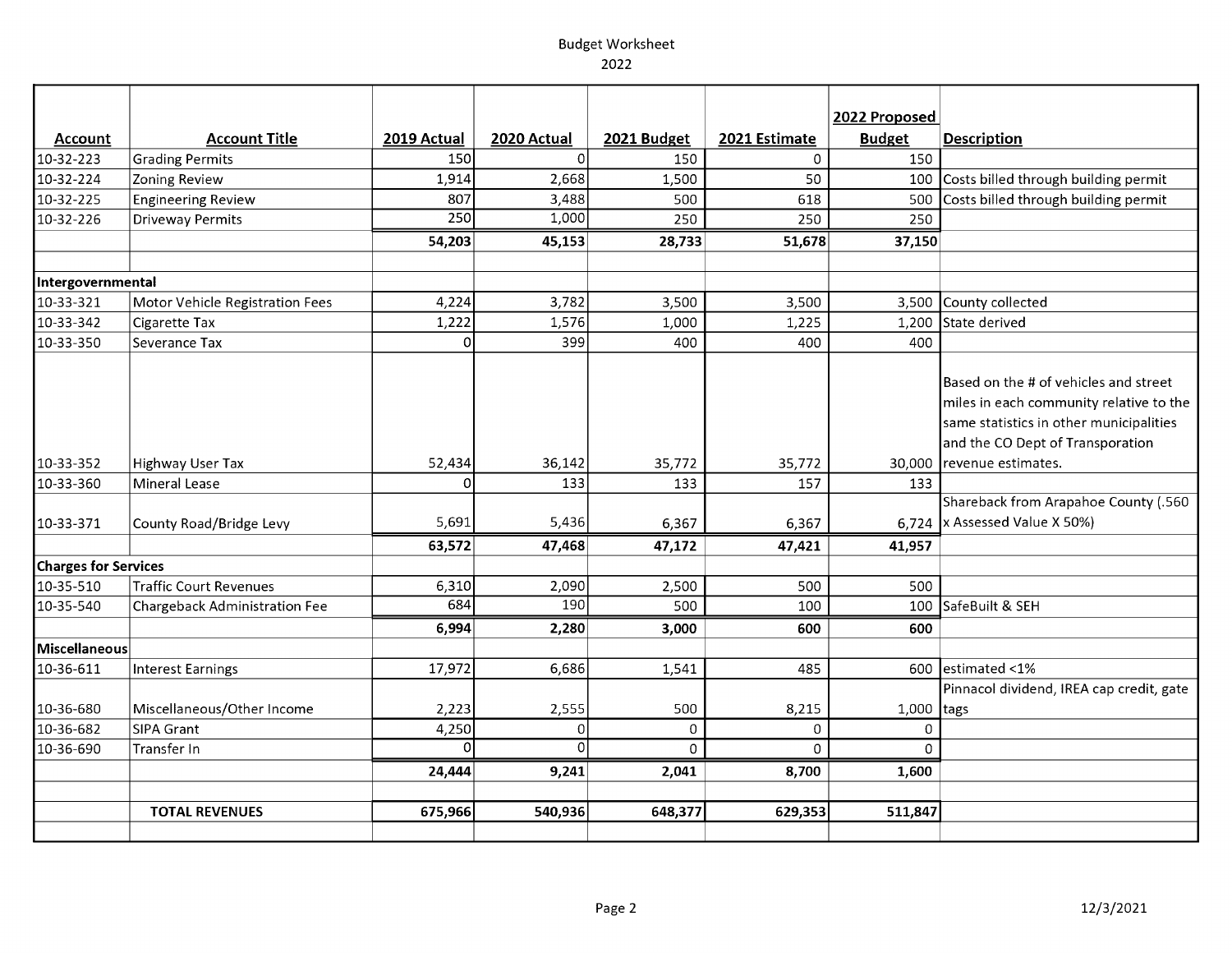Budget Worksheet
2022

| Account | Account Title | 2019 Actual | 2020 Actual | 2021 Budget | 2021 Estimate | 2022 Proposed Budget | Description |
|---|---|---|---|---|---|---|---|
| 10-32-223 | Grading Permits | 150 | 0 | 150 | 0 | 150 | |
| 10-32-224 | Zoning Review | 1,914 | 2,668 | 1,500 | 50 | 100 | Costs billed through building permit |
| 10-32-225 | Engineering Review | 807 | 3,488 | 500 | 618 | 500 | Costs billed through building permit |
| 10-32-226 | Driveway Permits | 250 | 1,000 | 250 | 250 | 250 | |
| | | 54,203 | 45,153 | 28,733 | 51,678 | 37,150 | |
| | | | | | | | |
| **Intergovernmental** | | | | | | | |
| 10-33-321 | Motor Vehicle Registration Fees | 4,224 | 3,782 | 3,500 | 3,500 | 3,500 | County collected |
| 10-33-342 | Cigarette Tax | 1,222 | 1,576 | 1,000 | 1,225 | 1,200 | State derived |
| 10-33-350 | Severance Tax | 0 | 399 | 400 | 400 | 400 | |
| 10-33-352 | Highway User Tax | 52,434 | 36,142 | 35,772 | 35,772 | 30,000 | Based on the # of vehicles and street miles in each community relative to the same statistics in other municipalities and the CO Dept of Transporation revenue estimates. |
| 10-33-360 | Mineral Lease | 0 | 133 | 133 | 157 | 133 | |
| 10-33-371 | County Road/Bridge Levy | 5,691 | 5,436 | 6,367 | 6,367 | 6,724 | Shareback from Arapahoe County (.560 x Assessed Value X 50%) |
| | | 63,572 | 47,468 | 47,172 | 47,421 | 41,957 | |
| **Charges for Services** | | | | | | | |
| 10-35-510 | Traffic Court Revenues | 6,310 | 2,090 | 2,500 | 500 | 500 | |
| 10-35-540 | Chargeback Administration Fee | 684 | 190 | 500 | 100 | 100 | SafeBuilt & SEH |
| | | 6,994 | 2,280 | 3,000 | 600 | 600 | |
| **Miscellaneous** | | | | | | | |
| 10-36-611 | Interest Earnings | 17,972 | 6,686 | 1,541 | 485 | 600 | estimated <1% |
| 10-36-680 | Miscellaneous/Other Income | 2,223 | 2,555 | 500 | 8,215 | 1,000 | Pinnacol dividend, IREA cap credit, gate tags |
| 10-36-682 | SIPA Grant | 4,250 | 0 | 0 | 0 | 0 | |
| 10-36-690 | Transfer In | 0 | 0 | 0 | 0 | 0 | |
| | | 24,444 | 9,241 | 2,041 | 8,700 | 1,600 | |
| | | | | | | | |
| | **TOTAL REVENUES** | 675,966 | 540,936 | 648,377 | 629,353 | 511,847 | |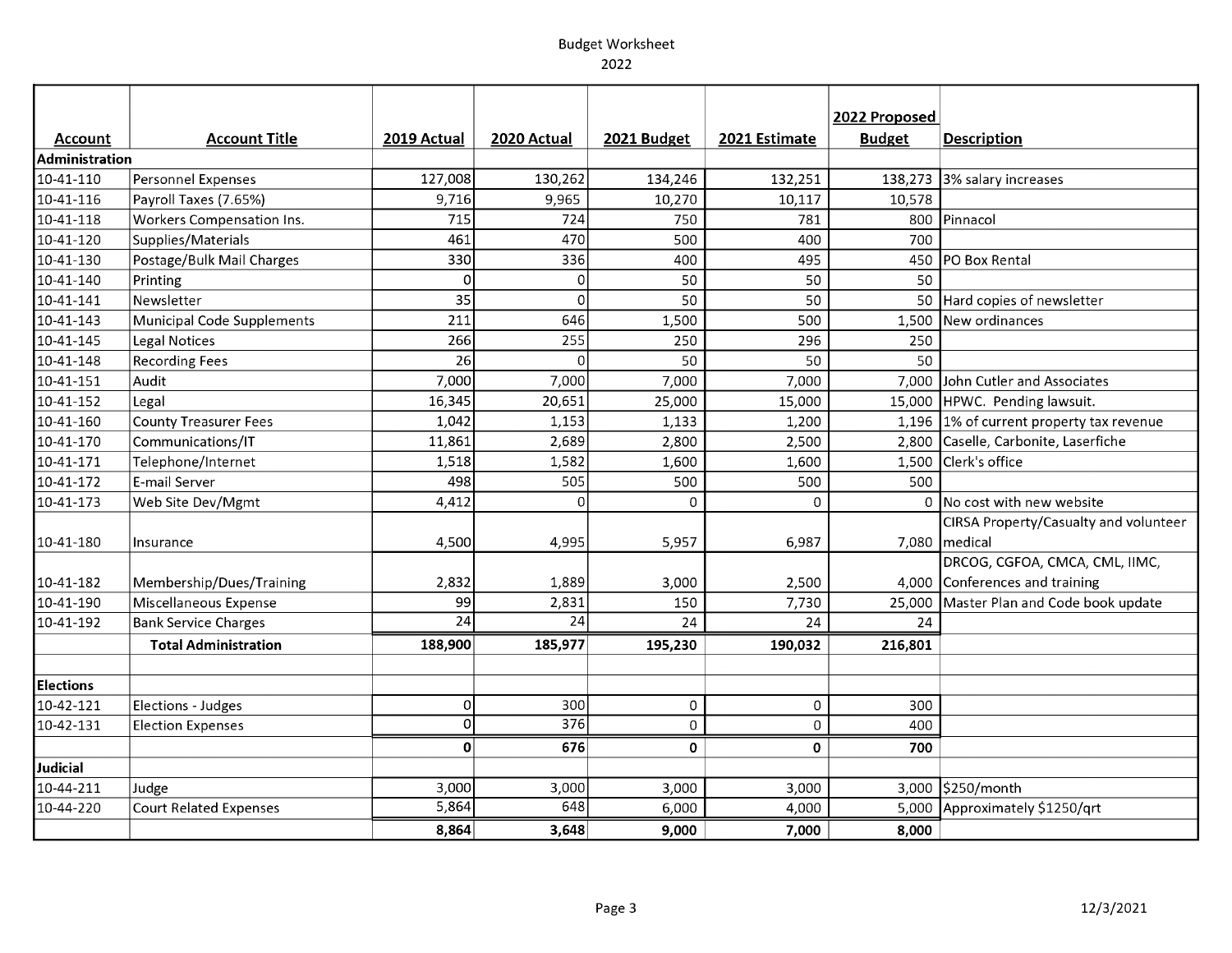# Budget Worksheet
## 2022

| Account | Account Title | 2019 Actual | 2020 Actual | 2021 Budget | 2021 Estimate | 2022 Proposed Budget | Description |
|---|---|---|---|---|---|---|---|
| **Administration** | | | | | | | |
| 10-41-110 | Personnel Expenses | 127,008 | 130,262 | 134,246 | 132,251 | 138,273 | 3% salary increases |
| 10-41-116 | Payroll Taxes (7.65%) | 9,716 | 9,965 | 10,270 | 10,117 | 10,578 | |
| 10-41-118 | Workers Compensation Ins. | 715 | 724 | 750 | 781 | 800 | Pinnacol |
| 10-41-120 | Supplies/Materials | 461 | 470 | 500 | 400 | 700 | |
| 10-41-130 | Postage/Bulk Mail Charges | 330 | 336 | 400 | 495 | 450 | PO Box Rental |
| 10-41-140 | Printing | 0 | 0 | 50 | 50 | 50 | |
| 10-41-141 | Newsletter | 35 | 0 | 50 | 50 | 50 | Hard copies of newsletter |
| 10-41-143 | Municipal Code Supplements | 211 | 646 | 1,500 | 500 | 1,500 | New ordinances |
| 10-41-145 | Legal Notices | 266 | 255 | 250 | 296 | 250 | |
| 10-41-148 | Recording Fees | 26 | 0 | 50 | 50 | 50 | |
| 10-41-151 | Audit | 7,000 | 7,000 | 7,000 | 7,000 | 7,000 | John Cutler and Associates |
| 10-41-152 | Legal | 16,345 | 20,651 | 25,000 | 15,000 | 15,000 | HPWC. Pending lawsuit. |
| 10-41-160 | County Treasurer Fees | 1,042 | 1,153 | 1,133 | 1,200 | 1,196 | 1% of current property tax revenue |
| 10-41-170 | Communications/IT | 11,861 | 2,689 | 2,800 | 2,500 | 2,800 | Caselle, Carbonite, Laserfiche |
| 10-41-171 | Telephone/Internet | 1,518 | 1,582 | 1,600 | 1,600 | 1,500 | Clerk's office |
| 10-41-172 | E-mail Server | 498 | 505 | 500 | 500 | 500 | |
| 10-41-173 | Web Site Dev/Mgmt | 4,412 | 0 | 0 | 0 | 0 | No cost with new website |
| 10-41-180 | Insurance | 4,500 | 4,995 | 5,957 | 6,987 | 7,080 | CIRSA Property/Casualty and volunteer medical |
| 10-41-182 | Membership/Dues/Training | 2,832 | 1,889 | 3,000 | 2,500 | 4,000 | DRCOG, CGFOA, CMCA, CML, IIMC, Conferences and training |
| 10-41-190 | Miscellaneous Expense | 99 | 2,831 | 150 | 7,730 | 25,000 | Master Plan and Code book update |
| 10-41-192 | Bank Service Charges | 24 | 24 | 24 | 24 | 24 | |
| | **Total Administration** | **188,900** | **185,977** | **195,230** | **190,032** | **216,801** | |
| | | | | | | | |
| **Elections** | | | | | | | |
| 10-42-121 | Elections - Judges | 0 | 300 | 0 | 0 | 300 | |
| 10-42-131 | Election Expenses | 0 | 376 | 0 | 0 | 400 | |
| | | **0** | **676** | **0** | **0** | **700** | |
| **Judicial** | | | | | | | |
| 10-44-211 | Judge | 3,000 | 3,000 | 3,000 | 3,000 | 3,000 | $250/month |
| 10-44-220 | Court Related Expenses | 5,864 | 648 | 6,000 | 4,000 | 5,000 | Approximately $1250/qrt |
| | | **8,864** | **3,648** | **9,000** | **7,000** | **8,000** | |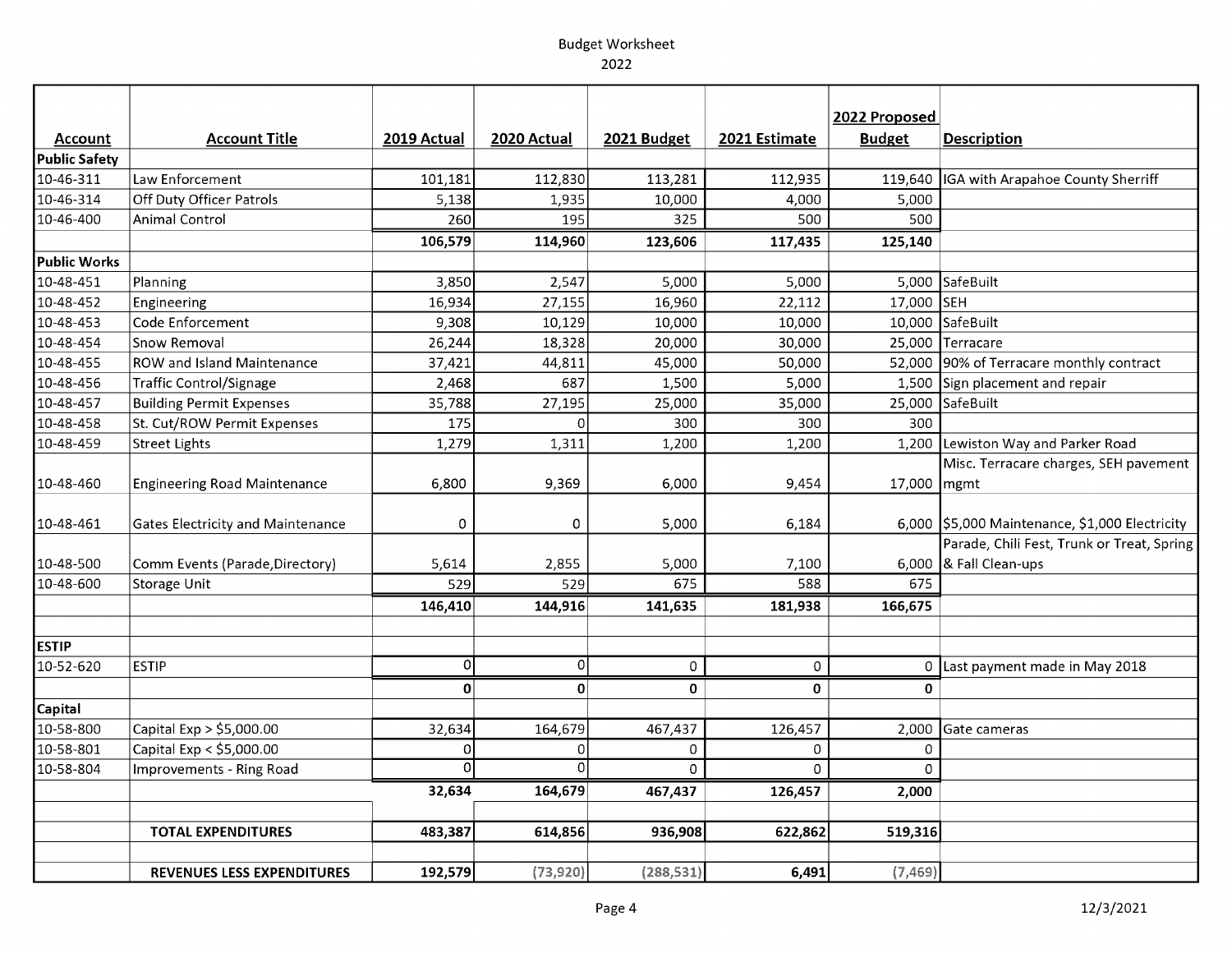Budget Worksheet

2022

| Account | Account Title | 2019 Actual | 2020 Actual | 2021 Budget | 2021 Estimate | 2022 Proposed Budget | Description |
|---|---|---|---|---|---|---|---|
| **Public Safety** | | | | | | | |
| 10-46-311 | Law Enforcement | 101,181 | 112,830 | 113,281 | 112,935 | 119,640 | IGA with Arapahoe County Sherriff |
| 10-46-314 | Off Duty Officer Patrols | 5,138 | 1,935 | 10,000 | 4,000 | 5,000 | |
| 10-46-400 | Animal Control | 260 | 195 | 325 | 500 | 500 | |
| | | **106,579** | **114,960** | **123,606** | **117,435** | **125,140** | |
| **Public Works** | | | | | | | |
| 10-48-451 | Planning | 3,850 | 2,547 | 5,000 | 5,000 | 5,000 | SafeBuilt |
| 10-48-452 | Engineering | 16,934 | 27,155 | 16,960 | 22,112 | 17,000 | SEH |
| 10-48-453 | Code Enforcement | 9,308 | 10,129 | 10,000 | 10,000 | 10,000 | SafeBuilt |
| 10-48-454 | Snow Removal | 26,244 | 18,328 | 20,000 | 30,000 | 25,000 | Terracare |
| 10-48-455 | ROW and Island Maintenance | 37,421 | 44,811 | 45,000 | 50,000 | 52,000 | 90% of Terracare monthly contract |
| 10-48-456 | Traffic Control/Signage | 2,468 | 687 | 1,500 | 5,000 | 1,500 | Sign placement and repair |
| 10-48-457 | Building Permit Expenses | 35,788 | 27,195 | 25,000 | 35,000 | 25,000 | SafeBuilt |
| 10-48-458 | St. Cut/ROW Permit Expenses | 175 | 0 | 300 | 300 | 300 | |
| 10-48-459 | Street Lights | 1,279 | 1,311 | 1,200 | 1,200 | 1,200 | Lewiston Way and Parker Road |
| 10-48-460 | Engineering Road Maintenance | 6,800 | 9,369 | 6,000 | 9,454 | 17,000 | Misc. Terracare charges, SEH pavement mgmt |
| 10-48-461 | Gates Electricity and Maintenance | 0 | 0 | 5,000 | 6,184 | 6,000 | $5,000 Maintenance, $1,000 Electricity |
| 10-48-500 | Comm Events (Parade,Directory) | 5,614 | 2,855 | 5,000 | 7,100 | 6,000 | Parade, Chili Fest, Trunk or Treat, Spring & Fall Clean-ups |
| 10-48-600 | Storage Unit | 529 | 529 | 675 | 588 | 675 | |
| | | **146,410** | **144,916** | **141,635** | **181,938** | **166,675** | |
| **ESTIP** | | | | | | | |
| 10-52-620 | ESTIP | 0 | 0 | 0 | 0 | 0 | Last payment made in May 2018 |
| | | **0** | **0** | **0** | **0** | **0** | |
| **Capital** | | | | | | | |
| 10-58-800 | Capital Exp > $5,000.00 | 32,634 | 164,679 | 467,437 | 126,457 | 2,000 | Gate cameras |
| 10-58-801 | Capital Exp < $5,000.00 | 0 | 0 | 0 | 0 | 0 | |
| 10-58-804 | Improvements - Ring Road | 0 | 0 | 0 | 0 | 0 | |
| | | **32,634** | **164,679** | **467,437** | **126,457** | **2,000** | |
| | **TOTAL EXPENDITURES** | **483,387** | **614,856** | **936,908** | **622,862** | **519,316** | |
| | **REVENUES LESS EXPENDITURES** | **192,579** | **(73,920)** | **(288,531)** | **6,491** | **(7,469)** | |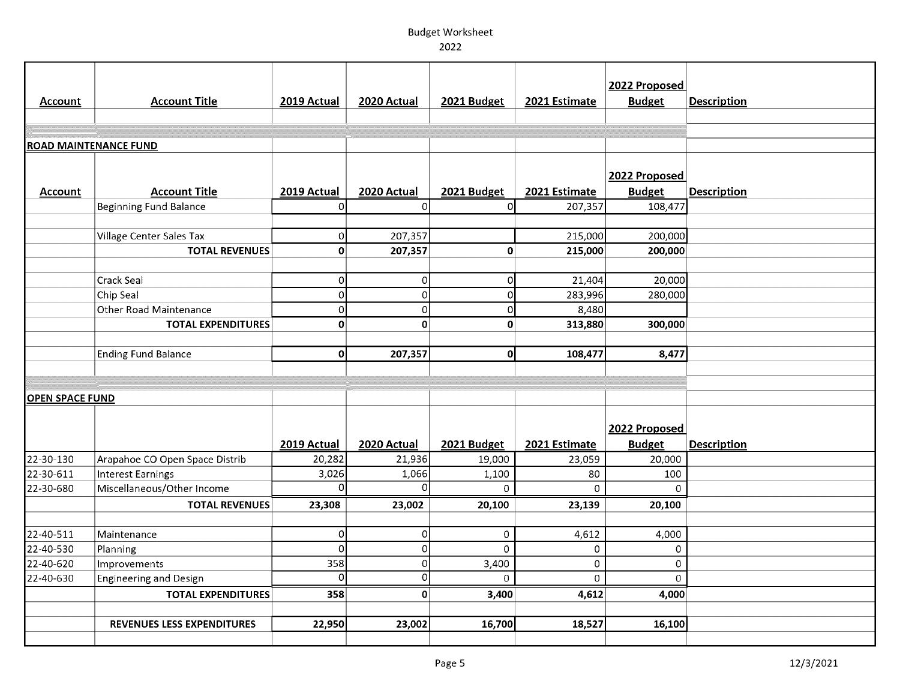# Budget Worksheet

## 2022

| Account | Account Title | 2019 Actual | 2020 Actual | 2021 Budget | 2021 Estimate | 2022 Proposed Budget | Description |
|---|---|---|---|---|---|---|---|
| | | | | | | | |
| **ROAD MAINTENANCE FUND** | | | | | | | |
| **Account** | **Account Title** | **2019 Actual** | **2020 Actual** | **2021 Budget** | **2021 Estimate** | **2022 Proposed Budget** | **Description** |
| | Beginning Fund Balance | 0 | 0 | 0 | 207,357 | 108,477 | |
| | | | | | | | |
| | Village Center Sales Tax | 0 | 207,357 | | 215,000 | 200,000 | |
| | **TOTAL REVENUES** | **0** | **207,357** | **0** | **215,000** | **200,000** | |
| | | | | | | | |
| | Crack Seal | 0 | 0 | 0 | 21,404 | 20,000 | |
| | Chip Seal | 0 | 0 | 0 | 283,996 | 280,000 | |
| | Other Road Maintenance | 0 | 0 | 0 | 8,480 | | |
| | **TOTAL EXPENDITURES** | **0** | **0** | **0** | **313,880** | **300,000** | |
| | | | | | | | |
| | Ending Fund Balance | **0** | **207,357** | **0** | **108,477** | **8,477** | |
| | | | | | | | |
| **OPEN SPACE FUND** | | | | | | | |
| | | **2019 Actual** | **2020 Actual** | **2021 Budget** | **2021 Estimate** | **2022 Proposed Budget** | **Description** |
| 22-30-130 | Arapahoe CO Open Space Distrib | 20,282 | 21,936 | 19,000 | 23,059 | 20,000 | |
| 22-30-611 | Interest Earnings | 3,026 | 1,066 | 1,100 | 80 | 100 | |
| 22-30-680 | Miscellaneous/Other Income | 0 | 0 | 0 | 0 | 0 | |
| | **TOTAL REVENUES** | **23,308** | **23,002** | **20,100** | **23,139** | **20,100** | |
| | | | | | | | |
| 22-40-511 | Maintenance | 0 | 0 | 0 | 4,612 | 4,000 | |
| 22-40-530 | Planning | 0 | 0 | 0 | 0 | 0 | |
| 22-40-620 | Improvements | 358 | 0 | 3,400 | 0 | 0 | |
| 22-40-630 | Engineering and Design | 0 | 0 | 0 | 0 | 0 | |
| | **TOTAL EXPENDITURES** | **358** | **0** | **3,400** | **4,612** | **4,000** | |
| | | | | | | | |
| | **REVENUES LESS EXPENDITURES** | **22,950** | **23,002** | **16,700** | **18,527** | **16,100** | |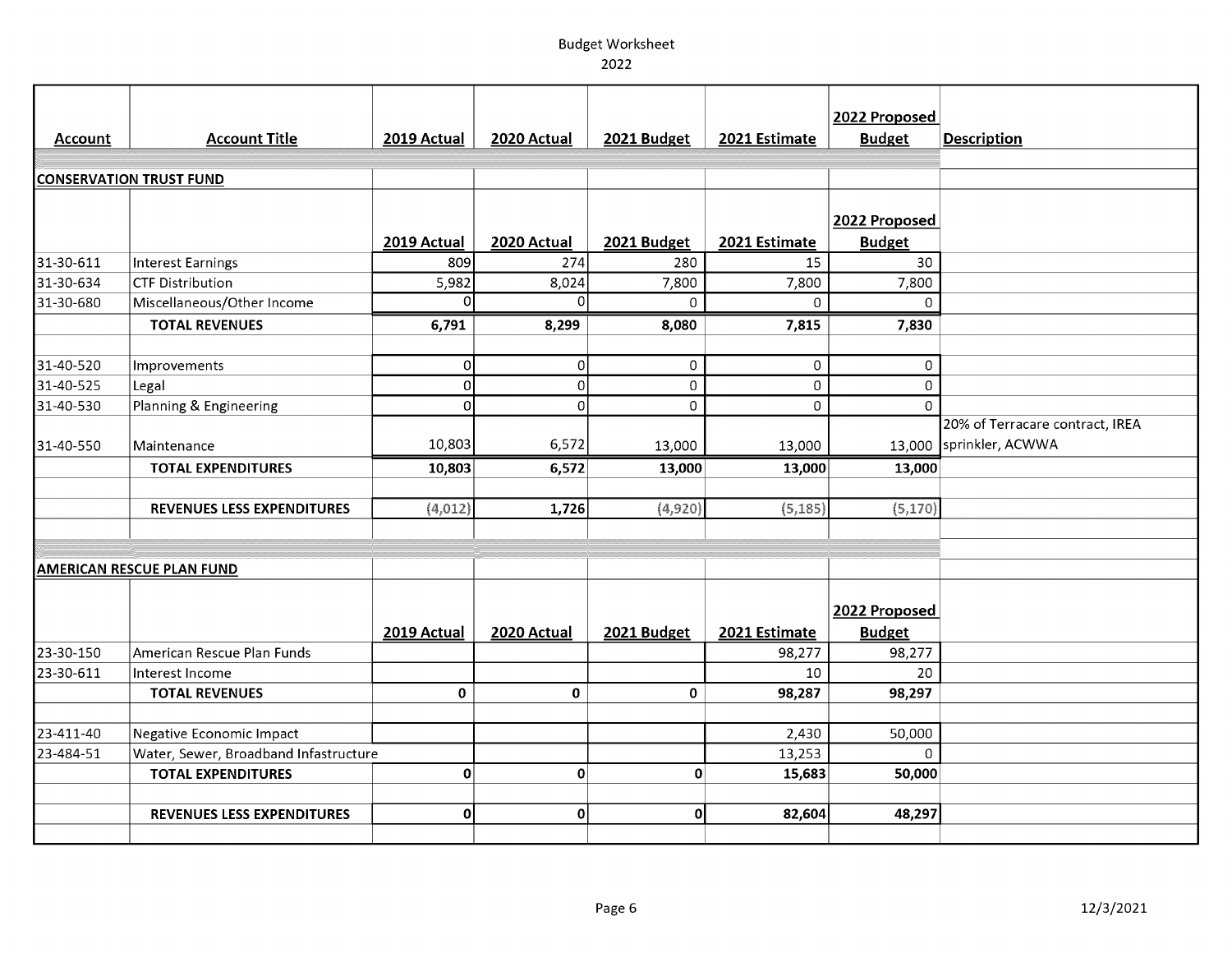# Budget Worksheet
2022

| Account | Account Title | 2019 Actual | 2020 Actual | 2021 Budget | 2021 Estimate | 2022 Proposed Budget | Description |
|---|---|---|---|---|---|---|---|
| **CONSERVATION TRUST FUND** | | | | | | | |
| | | **2019 Actual** | **2020 Actual** | **2021 Budget** | **2021 Estimate** | **2022 Proposed Budget** | |
| 31-30-611 | Interest Earnings | 809 | 274 | 280 | 15 | 30 | |
| 31-30-634 | CTF Distribution | 5,982 | 8,024 | 7,800 | 7,800 | 7,800 | |
| 31-30-680 | Miscellaneous/Other Income | 0 | 0 | 0 | 0 | 0 | |
| | **TOTAL REVENUES** | **6,791** | **8,299** | **8,080** | **7,815** | **7,830** | |
| 31-40-520 | Improvements | 0 | 0 | 0 | 0 | 0 | |
| 31-40-525 | Legal | 0 | 0 | 0 | 0 | 0 | |
| 31-40-530 | Planning & Engineering | 0 | 0 | 0 | 0 | 0 | |
| 31-40-550 | Maintenance | 10,803 | 6,572 | 13,000 | 13,000 | 13,000 | 20% of Terracare contract, IREA sprinkler, ACWWA |
| | **TOTAL EXPENDITURES** | **10,803** | **6,572** | **13,000** | **13,000** | **13,000** | |
| | **REVENUES LESS EXPENDITURES** | **(4,012)** | **1,726** | **(4,920)** | **(5,185)** | **(5,170)** | |
| **AMERICAN RESCUE PLAN FUND** | | | | | | | |
| | | **2019 Actual** | **2020 Actual** | **2021 Budget** | **2021 Estimate** | **2022 Proposed Budget** | |
| 23-30-150 | American Rescue Plan Funds | | | | 98,277 | 98,277 | |
| 23-30-611 | Interest Income | | | | 10 | 20 | |
| | **TOTAL REVENUES** | **0** | **0** | **0** | **98,287** | **98,297** | |
| 23-411-40 | Negative Economic Impact | | | | 2,430 | 50,000 | |
| 23-484-51 | Water, Sewer, Broadband Infastructure | | | | 13,253 | 0 | |
| | **TOTAL EXPENDITURES** | **0** | **0** | **0** | **15,683** | **50,000** | |
| | **REVENUES LESS EXPENDITURES** | **0** | **0** | **0** | **82,604** | **48,297** | |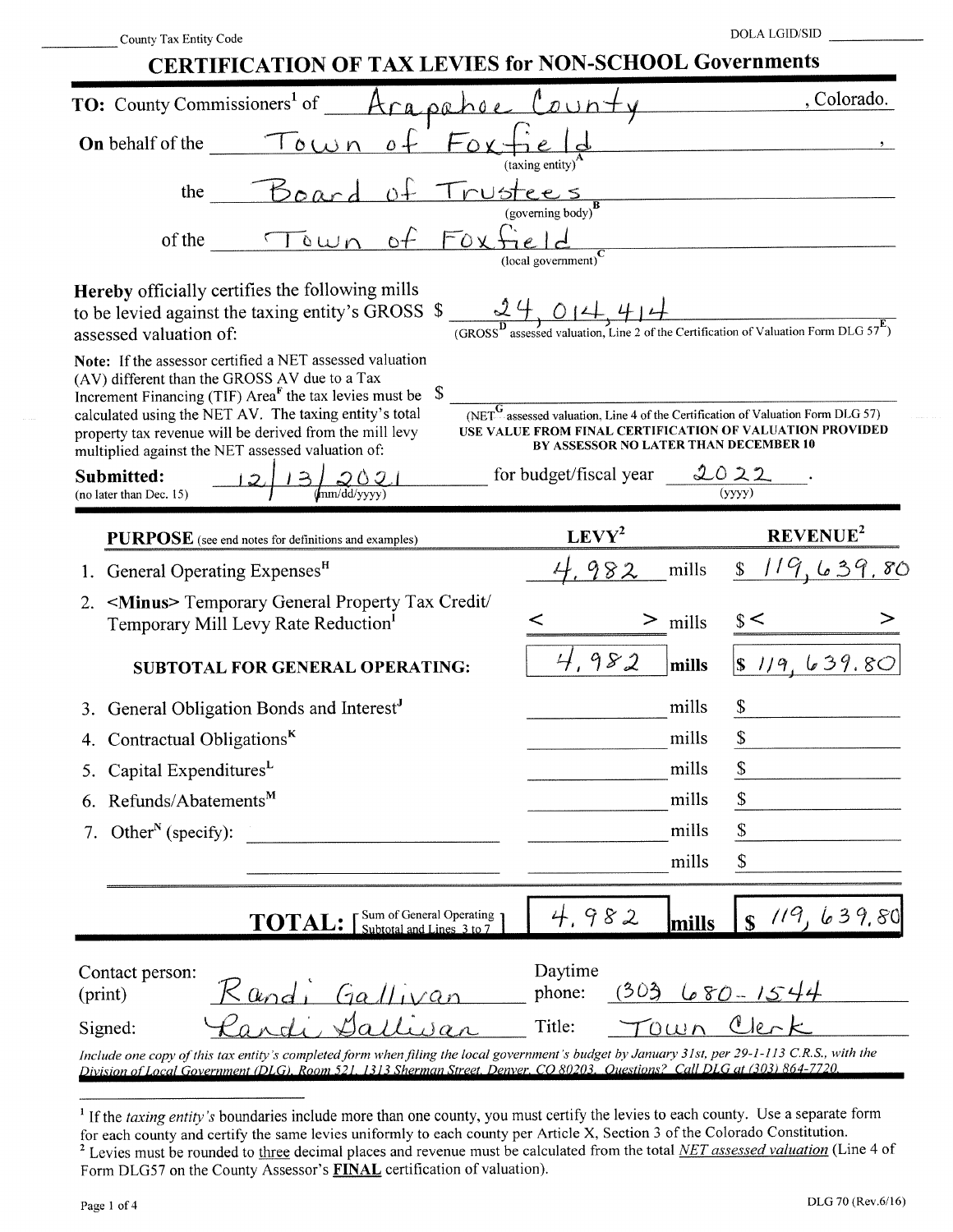______ County Tax Entity Code DOLA LGID/SID ______

# CERTIFICATION OF TAX LEVIES for NON-SCHOOL Governments

**TO:** County Commissioners[1] of Arapahoe County, Colorado.

**On** behalf of the Town of Foxfield, (taxing entity)[A]

the Board of Trustees (governing body)[B]

of the Town of Foxfield (local government)[C]

**Hereby** officially certifies the following mills to be levied against the taxing entity's GROSS assessed valuation of: $ 24,014,414 (GROSS[D] assessed valuation, Line 2 of the Certification of Valuation Form DLG 57[E])

Note: If the assessor certified a NET assessed valuation (AV) different than the GROSS AV due to a Tax Increment Financing (TIF) Area[F] the tax levies must be calculated using the NET AV. The taxing entity's total property tax revenue will be derived from the mill levy multiplied against the NET assessed valuation of: $ ______ (NET[G] assessed valuation, Line 4 of the Certification of Valuation Form DLG 57) **USE VALUE FROM FINAL CERTIFICATION OF VALUATION PROVIDED BY ASSESSOR NO LATER THAN DECEMBER 10**

**Submitted:** 12/13/2021 (no later than Dec. 15) (mm/dd/yyyy) for budget/fiscal year 2022 (yyyy).

| PURPOSE (see end notes for definitions and examples) | LEVY[2] | | REVENUE[2] |
|---|---|---|---|
| 1. General Operating Expenses[H] | 4.982 | mills | $ 119,639.80 |
| 2. <Minus> Temporary General Property Tax Credit/ Temporary Mill Levy Rate Reduction[I] | < > | mills | $< > |
| **SUBTOTAL FOR GENERAL OPERATING:** | 4.982 | **mills** | $ 119,639.80 |
| 3. General Obligation Bonds and Interest[J] | | mills | $ |
| 4. Contractual Obligations[K] | | mills | $ |
| 5. Capital Expenditures[L] | | mills | $ |
| 6. Refunds/Abatements[M] | | mills | $ |
| 7. Other[N] (specify): ______ | | mills | $ |
| ______ | | mills | $ |
| **TOTAL:** [Sum of General Operating Subtotal and Lines 3 to 7] | 4.982 | **mills** | **$** 119,639.80 |

Contact person: (print) Randi Gallivan Daytime phone: (303) 680-1544

Signed: Randi Gallivan Title: Town Clerk

*Include one copy of this tax entity's completed form when filing the local government's budget by January 31st, per 29-1-113 C.R.S., with the Division of Local Government (DLG), Room 521, 1313 Sherman Street, Denver, CO 80203. Questions? Call DLG at (303) 864-7720.*

---

[1] If the *taxing entity's* boundaries include more than one county, you must certify the levies to each county. Use a separate form for each county and certify the same levies uniformly to each county per Article X, Section 3 of the Colorado Constitution.

[2] Levies must be rounded to three decimal places and revenue must be calculated from the total *NET assessed valuation* (Line 4 of Form DLG57 on the County Assessor's **FINAL** certification of valuation).

DLG 70 (Rev.6/16)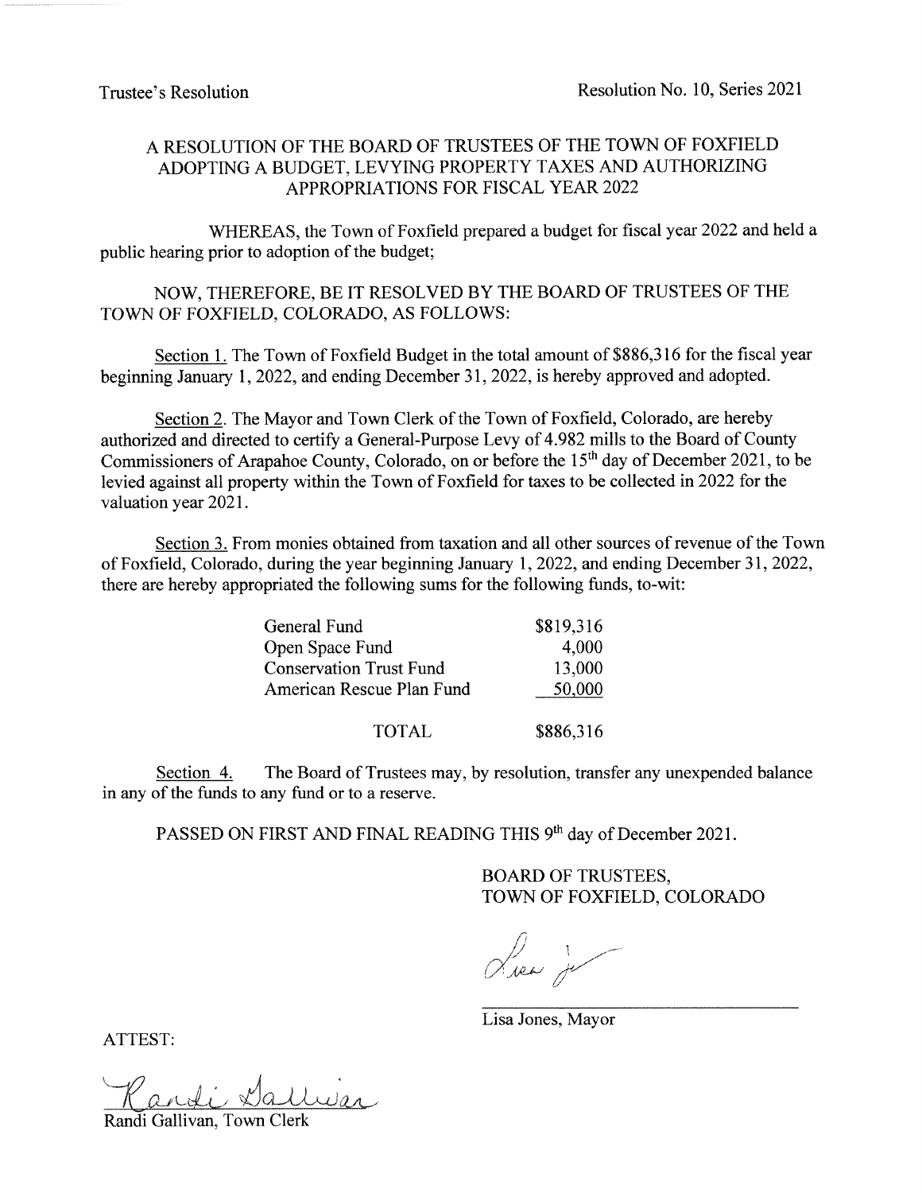Trustee's Resolution

Resolution No. 10, Series 2021

# A RESOLUTION OF THE BOARD OF TRUSTEES OF THE TOWN OF FOXFIELD ADOPTING A BUDGET, LEVYING PROPERTY TAXES AND AUTHORIZING APPROPRIATIONS FOR FISCAL YEAR 2022

WHEREAS, the Town of Foxfield prepared a budget for fiscal year 2022 and held a public hearing prior to adoption of the budget;

NOW, THEREFORE, BE IT RESOLVED BY THE BOARD OF TRUSTEES OF THE TOWN OF FOXFIELD, COLORADO, AS FOLLOWS:

Section 1. The Town of Foxfield Budget in the total amount of $886,316 for the fiscal year beginning January 1, 2022, and ending December 31, 2022, is hereby approved and adopted.

Section 2. The Mayor and Town Clerk of the Town of Foxfield, Colorado, are hereby authorized and directed to certify a General-Purpose Levy of 4.982 mills to the Board of County Commissioners of Arapahoe County, Colorado, on or before the 15th day of December 2021, to be levied against all property within the Town of Foxfield for taxes to be collected in 2022 for the valuation year 2021.

Section 3. From monies obtained from taxation and all other sources of revenue of the Town of Foxfield, Colorado, during the year beginning January 1, 2022, and ending December 31, 2022, there are hereby appropriated the following sums for the following funds, to-wit:

| Fund | Amount |
|---|---|
| General Fund | $819,316 |
| Open Space Fund | 4,000 |
| Conservation Trust Fund | 13,000 |
| American Rescue Plan Fund | 50,000 |
| TOTAL | $886,316 |

Section 4. The Board of Trustees may, by resolution, transfer any unexpended balance in any of the funds to any fund or to a reserve.

PASSED ON FIRST AND FINAL READING THIS 9th day of December 2021.

BOARD OF TRUSTEES,
TOWN OF FOXFIELD, COLORADO

Lisa Jones, Mayor

ATTEST:

Randi Gallivan, Town Clerk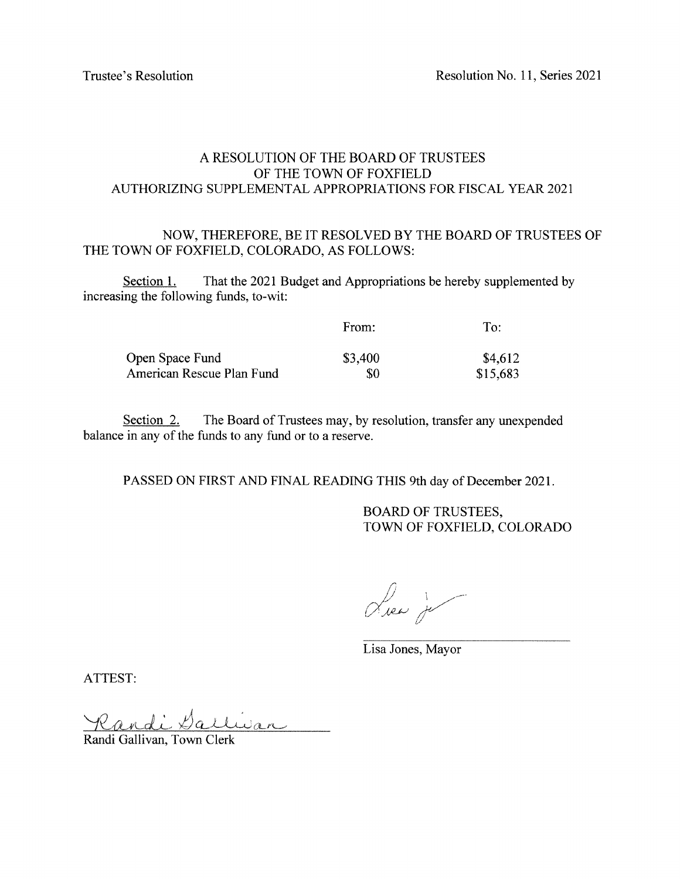Trustee's Resolution

Resolution No. 11, Series 2021

# A RESOLUTION OF THE BOARD OF TRUSTEES OF THE TOWN OF FOXFIELD AUTHORIZING SUPPLEMENTAL APPROPRIATIONS FOR FISCAL YEAR 2021

NOW, THEREFORE, BE IT RESOLVED BY THE BOARD OF TRUSTEES OF THE TOWN OF FOXFIELD, COLORADO, AS FOLLOWS:

Section 1. That the 2021 Budget and Appropriations be hereby supplemented by increasing the following funds, to-wit:

| | From: | To: |
|---|---|---|
| Open Space Fund | $3,400 | $4,612 |
| American Rescue Plan Fund | $0 | $15,683 |

Section 2. The Board of Trustees may, by resolution, transfer any unexpended balance in any of the funds to any fund or to a reserve.

PASSED ON FIRST AND FINAL READING THIS 9th day of December 2021.

BOARD OF TRUSTEES,
TOWN OF FOXFIELD, COLORADO

Lisa Jones, Mayor

ATTEST:

Randi Gallivan, Town Clerk